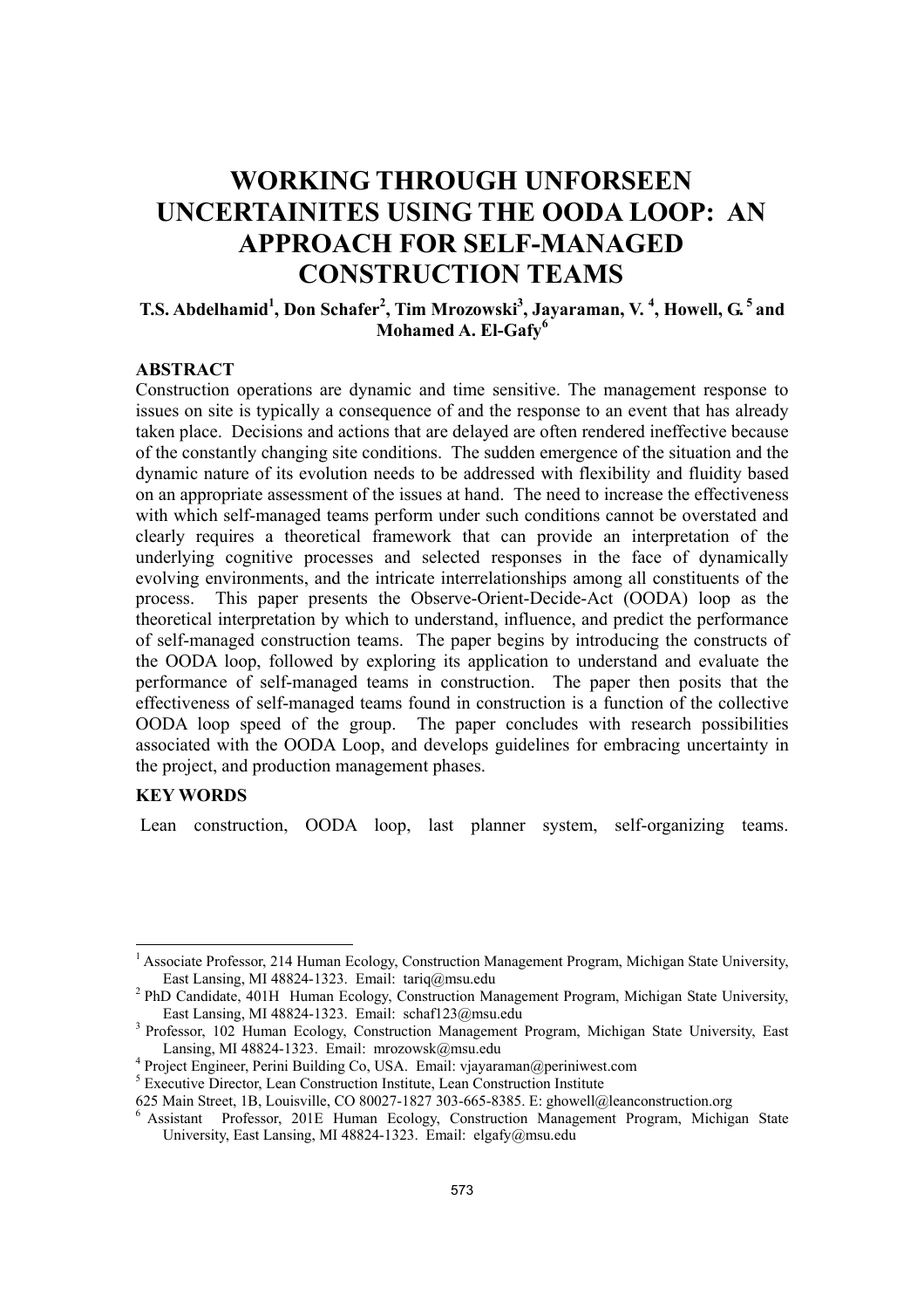# WORKING THROUGH UNFORSEEN UNCERTAINITES USING THE OODA LOOP: AN APPROACH FOR SELF-MANAGED CONSTRUCTION TEAMS

**T.S. Abdelhamid[1], Don Schafer[2], Tim Mrozowski[3], Jayaraman, V. [4], Howell, G. [5] and Mohamed A. El-Gafy[6]**

## ABSTRACT

Construction operations are dynamic and time sensitive. The management response to issues on site is typically a consequence of and the response to an event that has already taken place. Decisions and actions that are delayed are often rendered ineffective because of the constantly changing site conditions. The sudden emergence of the situation and the dynamic nature of its evolution needs to be addressed with flexibility and fluidity based on an appropriate assessment of the issues at hand. The need to increase the effectiveness with which self-managed teams perform under such conditions cannot be overstated and clearly requires a theoretical framework that can provide an interpretation of the underlying cognitive processes and selected responses in the face of dynamically evolving environments, and the intricate interrelationships among all constituents of the process. This paper presents the Observe-Orient-Decide-Act (OODA) loop as the theoretical interpretation by which to understand, influence, and predict the performance of self-managed construction teams. The paper begins by introducing the constructs of the OODA loop, followed by exploring its application to understand and evaluate the performance of self-managed teams in construction. The paper then posits that the effectiveness of self-managed teams found in construction is a function of the collective OODA loop speed of the group. The paper concludes with research possibilities associated with the OODA Loop, and develops guidelines for embracing uncertainty in the project, and production management phases.

## KEY WORDS

Lean construction, OODA loop, last planner system, self-organizing teams.

---

[1] Associate Professor, 214 Human Ecology, Construction Management Program, Michigan State University, East Lansing, MI 48824-1323. Email: tariq@msu.edu

[2] PhD Candidate, 401H Human Ecology, Construction Management Program, Michigan State University, East Lansing, MI 48824-1323. Email: schaf123@msu.edu

[3] Professor, 102 Human Ecology, Construction Management Program, Michigan State University, East Lansing, MI 48824-1323. Email: mrozowsk@msu.edu

[4] Project Engineer, Perini Building Co, USA. Email: vjayaraman@periniwest.com

[5] Executive Director, Lean Construction Institute, Lean Construction Institute
625 Main Street, 1B, Louisville, CO 80027-1827 303-665-8385. E: ghowell@leanconstruction.org

[6] Assistant Professor, 201E Human Ecology, Construction Management Program, Michigan State University, East Lansing, MI 48824-1323. Email: elgafy@msu.edu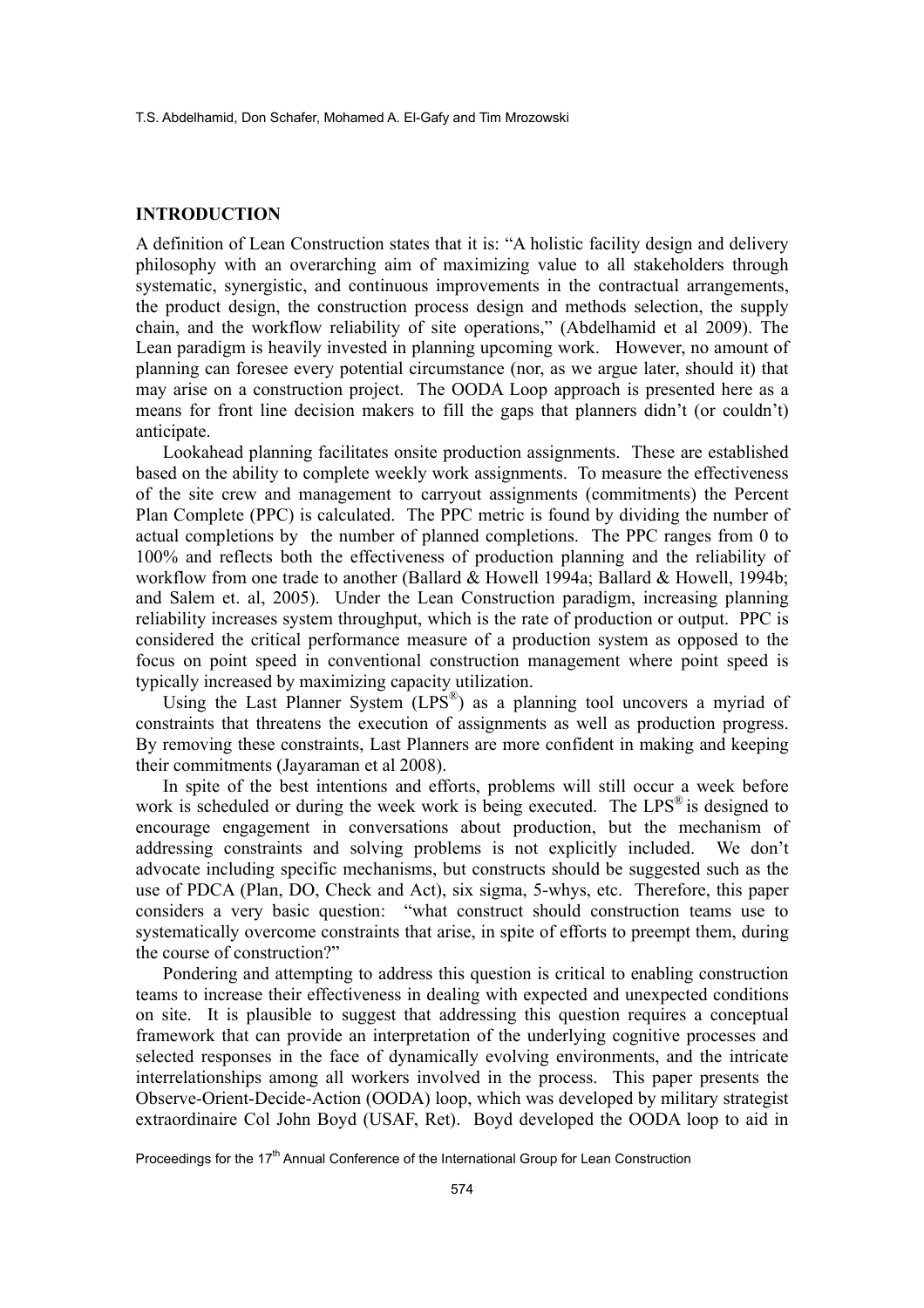## INTRODUCTION

A definition of Lean Construction states that it is: "A holistic facility design and delivery philosophy with an overarching aim of maximizing value to all stakeholders through systematic, synergistic, and continuous improvements in the contractual arrangements, the product design, the construction process design and methods selection, the supply chain, and the workflow reliability of site operations," (Abdelhamid et al 2009). The Lean paradigm is heavily invested in planning upcoming work. However, no amount of planning can foresee every potential circumstance (nor, as we argue later, should it) that may arise on a construction project. The OODA Loop approach is presented here as a means for front line decision makers to fill the gaps that planners didn't (or couldn't) anticipate.

Lookahead planning facilitates onsite production assignments. These are established based on the ability to complete weekly work assignments. To measure the effectiveness of the site crew and management to carryout assignments (commitments) the Percent Plan Complete (PPC) is calculated. The PPC metric is found by dividing the number of actual completions by the number of planned completions. The PPC ranges from 0 to 100% and reflects both the effectiveness of production planning and the reliability of workflow from one trade to another (Ballard & Howell 1994a; Ballard & Howell, 1994b; and Salem et. al, 2005). Under the Lean Construction paradigm, increasing planning reliability increases system throughput, which is the rate of production or output. PPC is considered the critical performance measure of a production system as opposed to the focus on point speed in conventional construction management where point speed is typically increased by maximizing capacity utilization.

Using the Last Planner System (LPS®) as a planning tool uncovers a myriad of constraints that threatens the execution of assignments as well as production progress. By removing these constraints, Last Planners are more confident in making and keeping their commitments (Jayaraman et al 2008).

In spite of the best intentions and efforts, problems will still occur a week before work is scheduled or during the week work is being executed. The LPS® is designed to encourage engagement in conversations about production, but the mechanism of addressing constraints and solving problems is not explicitly included. We don't advocate including specific mechanisms, but constructs should be suggested such as the use of PDCA (Plan, DO, Check and Act), six sigma, 5-whys, etc. Therefore, this paper considers a very basic question: "what construct should construction teams use to systematically overcome constraints that arise, in spite of efforts to preempt them, during the course of construction?"

Pondering and attempting to address this question is critical to enabling construction teams to increase their effectiveness in dealing with expected and unexpected conditions on site. It is plausible to suggest that addressing this question requires a conceptual framework that can provide an interpretation of the underlying cognitive processes and selected responses in the face of dynamically evolving environments, and the intricate interrelationships among all workers involved in the process. This paper presents the Observe-Orient-Decide-Action (OODA) loop, which was developed by military strategist extraordinaire Col John Boyd (USAF, Ret). Boyd developed the OODA loop to aid in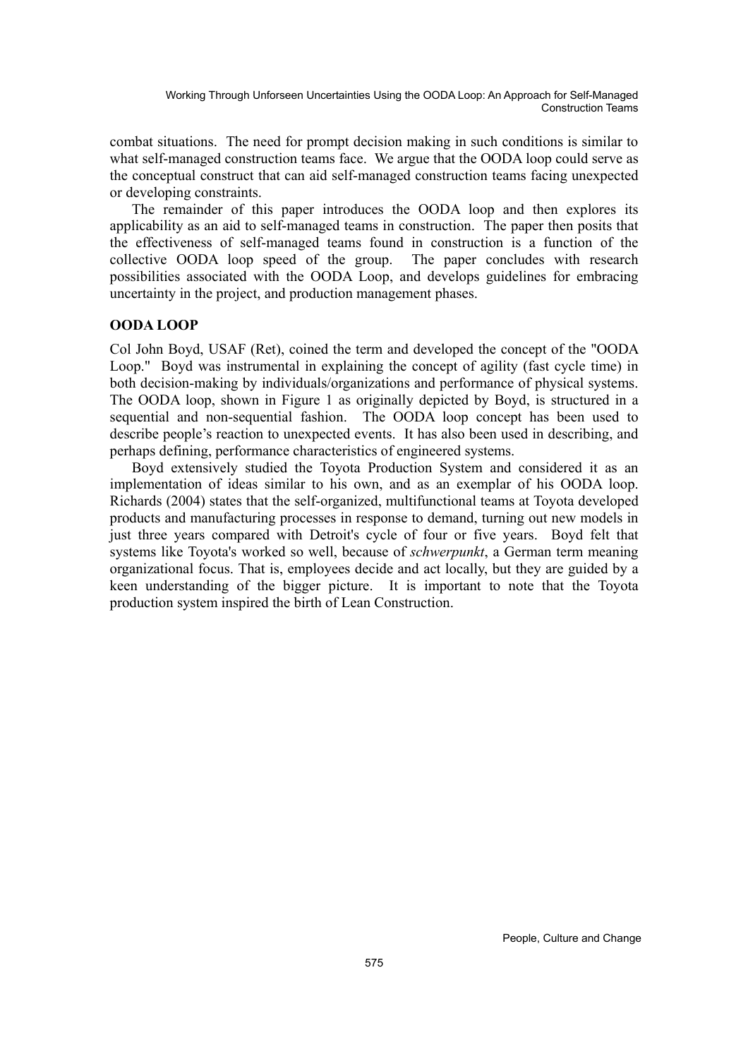combat situations. The need for prompt decision making in such conditions is similar to what self-managed construction teams face. We argue that the OODA loop could serve as the conceptual construct that can aid self-managed construction teams facing unexpected or developing constraints.

The remainder of this paper introduces the OODA loop and then explores its applicability as an aid to self-managed teams in construction. The paper then posits that the effectiveness of self-managed teams found in construction is a function of the collective OODA loop speed of the group. The paper concludes with research possibilities associated with the OODA Loop, and develops guidelines for embracing uncertainty in the project, and production management phases.

## OODA LOOP

Col John Boyd, USAF (Ret), coined the term and developed the concept of the "OODA Loop." Boyd was instrumental in explaining the concept of agility (fast cycle time) in both decision-making by individuals/organizations and performance of physical systems. The OODA loop, shown in Figure 1 as originally depicted by Boyd, is structured in a sequential and non-sequential fashion. The OODA loop concept has been used to describe people's reaction to unexpected events. It has also been used in describing, and perhaps defining, performance characteristics of engineered systems.

Boyd extensively studied the Toyota Production System and considered it as an implementation of ideas similar to his own, and as an exemplar of his OODA loop. Richards (2004) states that the self-organized, multifunctional teams at Toyota developed products and manufacturing processes in response to demand, turning out new models in just three years compared with Detroit's cycle of four or five years. Boyd felt that systems like Toyota's worked so well, because of *schwerpunkt*, a German term meaning organizational focus. That is, employees decide and act locally, but they are guided by a keen understanding of the bigger picture. It is important to note that the Toyota production system inspired the birth of Lean Construction.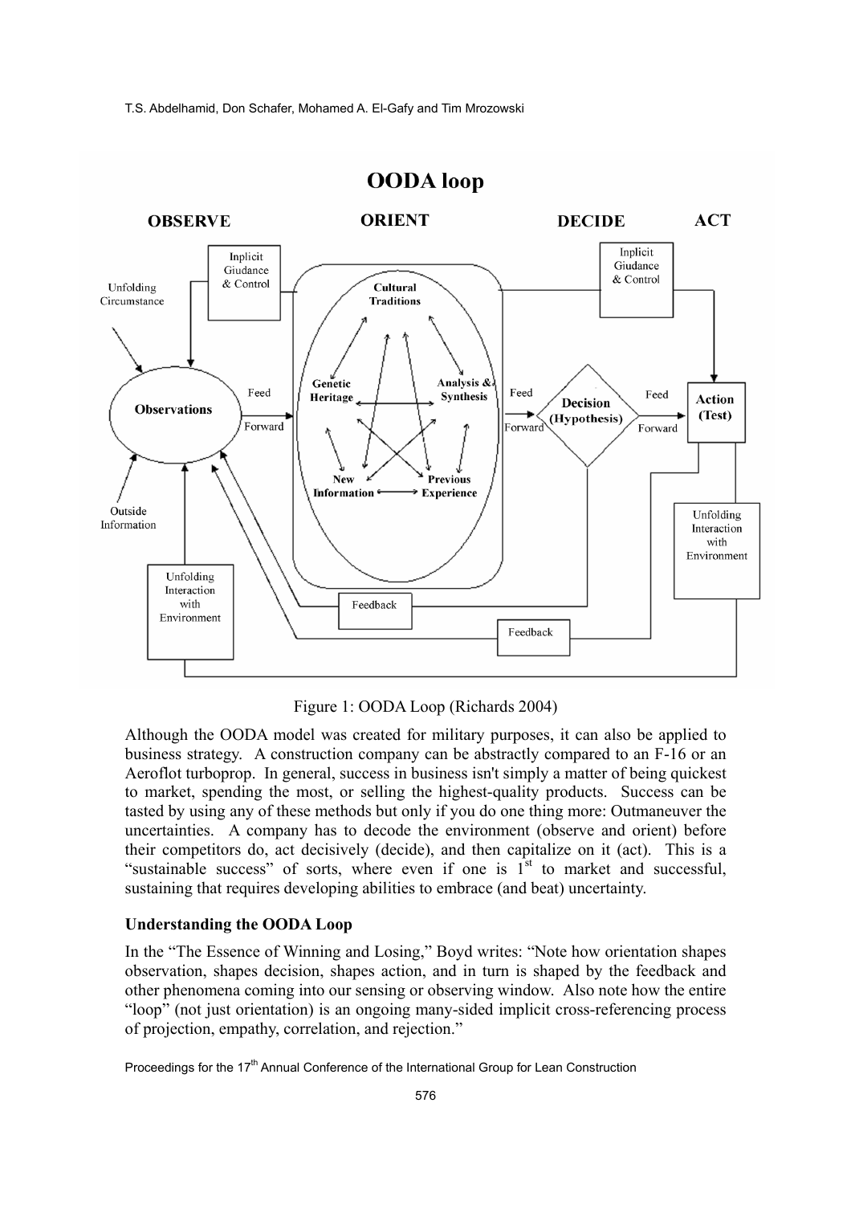Figure 1: OODA Loop (Richards 2004)

Although the OODA model was created for military purposes, it can also be applied to business strategy. A construction company can be abstractly compared to an F-16 or an Aeroflot turboprop. In general, success in business isn't simply a matter of being quickest to market, spending the most, or selling the highest-quality products. Success can be tasted by using any of these methods but only if you do one thing more: Outmaneuver the uncertainties. A company has to decode the environment (observe and orient) before their competitors do, act decisively (decide), and then capitalize on it (act). This is a "sustainable success" of sorts, where even if one is 1st to market and successful, sustaining that requires developing abilities to embrace (and beat) uncertainty.

**Understanding the OODA Loop**

In the "The Essence of Winning and Losing," Boyd writes: "Note how orientation shapes observation, shapes decision, shapes action, and in turn is shaped by the feedback and other phenomena coming into our sensing or observing window. Also note how the entire "loop" (not just orientation) is an ongoing many-sided implicit cross-referencing process of projection, empathy, correlation, and rejection."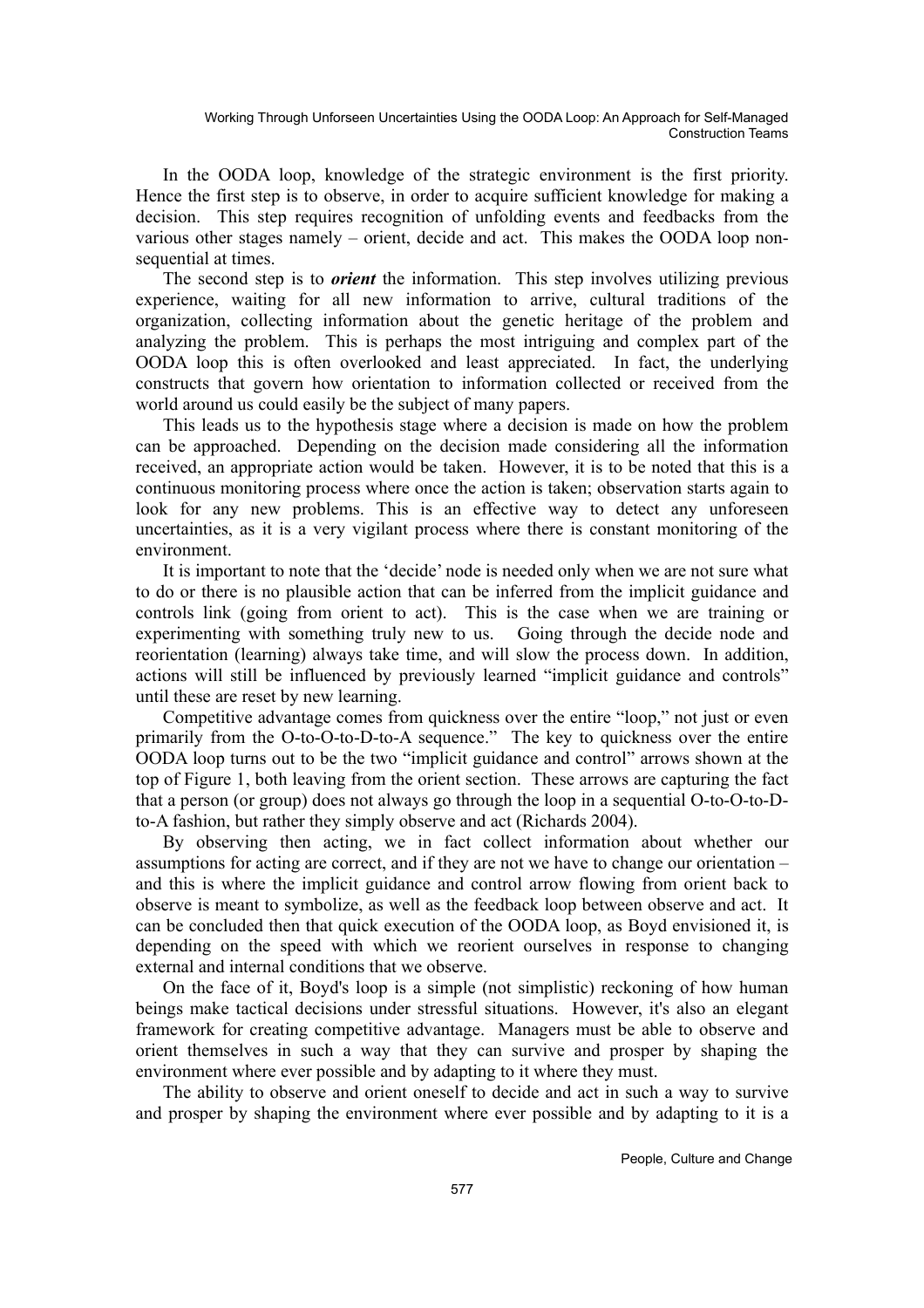In the OODA loop, knowledge of the strategic environment is the first priority. Hence the first step is to observe, in order to acquire sufficient knowledge for making a decision. This step requires recognition of unfolding events and feedbacks from the various other stages namely – orient, decide and act. This makes the OODA loop non-sequential at times.

The second step is to ***orient*** the information. This step involves utilizing previous experience, waiting for all new information to arrive, cultural traditions of the organization, collecting information about the genetic heritage of the problem and analyzing the problem. This is perhaps the most intriguing and complex part of the OODA loop this is often overlooked and least appreciated. In fact, the underlying constructs that govern how orientation to information collected or received from the world around us could easily be the subject of many papers.

This leads us to the hypothesis stage where a decision is made on how the problem can be approached. Depending on the decision made considering all the information received, an appropriate action would be taken. However, it is to be noted that this is a continuous monitoring process where once the action is taken; observation starts again to look for any new problems. This is an effective way to detect any unforeseen uncertainties, as it is a very vigilant process where there is constant monitoring of the environment.

It is important to note that the 'decide' node is needed only when we are not sure what to do or there is no plausible action that can be inferred from the implicit guidance and controls link (going from orient to act). This is the case when we are training or experimenting with something truly new to us. Going through the decide node and reorientation (learning) always take time, and will slow the process down. In addition, actions will still be influenced by previously learned "implicit guidance and controls" until these are reset by new learning.

Competitive advantage comes from quickness over the entire "loop," not just or even primarily from the O-to-O-to-D-to-A sequence." The key to quickness over the entire OODA loop turns out to be the two "implicit guidance and control" arrows shown at the top of Figure 1, both leaving from the orient section. These arrows are capturing the fact that a person (or group) does not always go through the loop in a sequential O-to-O-to-D-to-A fashion, but rather they simply observe and act (Richards 2004).

By observing then acting, we in fact collect information about whether our assumptions for acting are correct, and if they are not we have to change our orientation – and this is where the implicit guidance and control arrow flowing from orient back to observe is meant to symbolize, as well as the feedback loop between observe and act. It can be concluded then that quick execution of the OODA loop, as Boyd envisioned it, is depending on the speed with which we reorient ourselves in response to changing external and internal conditions that we observe.

On the face of it, Boyd's loop is a simple (not simplistic) reckoning of how human beings make tactical decisions under stressful situations. However, it's also an elegant framework for creating competitive advantage. Managers must be able to observe and orient themselves in such a way that they can survive and prosper by shaping the environment where ever possible and by adapting to it where they must.

The ability to observe and orient oneself to decide and act in such a way to survive and prosper by shaping the environment where ever possible and by adapting to it is a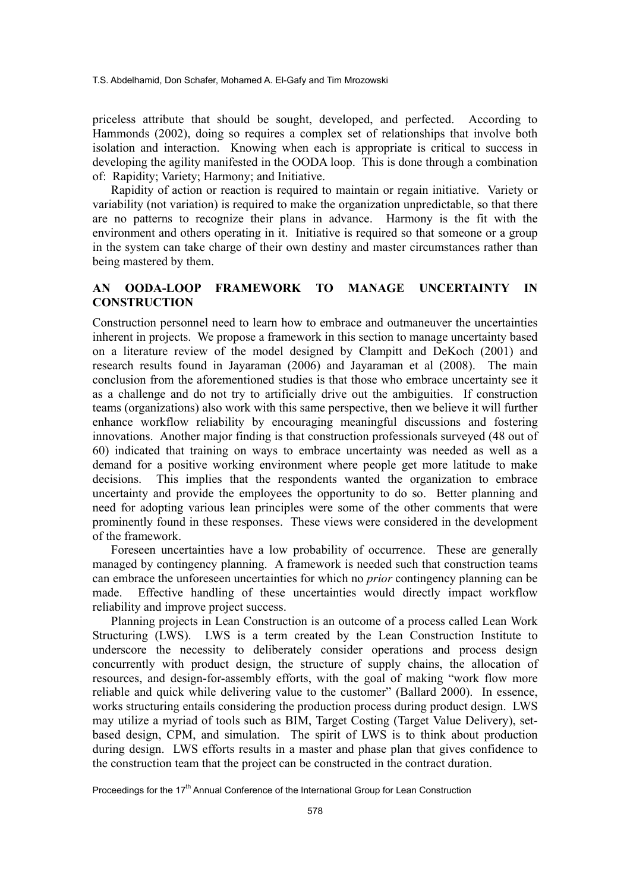priceless attribute that should be sought, developed, and perfected. According to Hammonds (2002), doing so requires a complex set of relationships that involve both isolation and interaction. Knowing when each is appropriate is critical to success in developing the agility manifested in the OODA loop. This is done through a combination of: Rapidity; Variety; Harmony; and Initiative.

Rapidity of action or reaction is required to maintain or regain initiative. Variety or variability (not variation) is required to make the organization unpredictable, so that there are no patterns to recognize their plans in advance. Harmony is the fit with the environment and others operating in it. Initiative is required so that someone or a group in the system can take charge of their own destiny and master circumstances rather than being mastered by them.

## AN OODA-LOOP FRAMEWORK TO MANAGE UNCERTAINTY IN CONSTRUCTION

Construction personnel need to learn how to embrace and outmaneuver the uncertainties inherent in projects. We propose a framework in this section to manage uncertainty based on a literature review of the model designed by Clampitt and DeKoch (2001) and research results found in Jayaraman (2006) and Jayaraman et al (2008). The main conclusion from the aforementioned studies is that those who embrace uncertainty see it as a challenge and do not try to artificially drive out the ambiguities. If construction teams (organizations) also work with this same perspective, then we believe it will further enhance workflow reliability by encouraging meaningful discussions and fostering innovations. Another major finding is that construction professionals surveyed (48 out of 60) indicated that training on ways to embrace uncertainty was needed as well as a demand for a positive working environment where people get more latitude to make decisions. This implies that the respondents wanted the organization to embrace uncertainty and provide the employees the opportunity to do so. Better planning and need for adopting various lean principles were some of the other comments that were prominently found in these responses. These views were considered in the development of the framework.

Foreseen uncertainties have a low probability of occurrence. These are generally managed by contingency planning. A framework is needed such that construction teams can embrace the unforeseen uncertainties for which no *prior* contingency planning can be made. Effective handling of these uncertainties would directly impact workflow reliability and improve project success.

Planning projects in Lean Construction is an outcome of a process called Lean Work Structuring (LWS). LWS is a term created by the Lean Construction Institute to underscore the necessity to deliberately consider operations and process design concurrently with product design, the structure of supply chains, the allocation of resources, and design-for-assembly efforts, with the goal of making "work flow more reliable and quick while delivering value to the customer" (Ballard 2000). In essence, works structuring entails considering the production process during product design. LWS may utilize a myriad of tools such as BIM, Target Costing (Target Value Delivery), set-based design, CPM, and simulation. The spirit of LWS is to think about production during design. LWS efforts results in a master and phase plan that gives confidence to the construction team that the project can be constructed in the contract duration.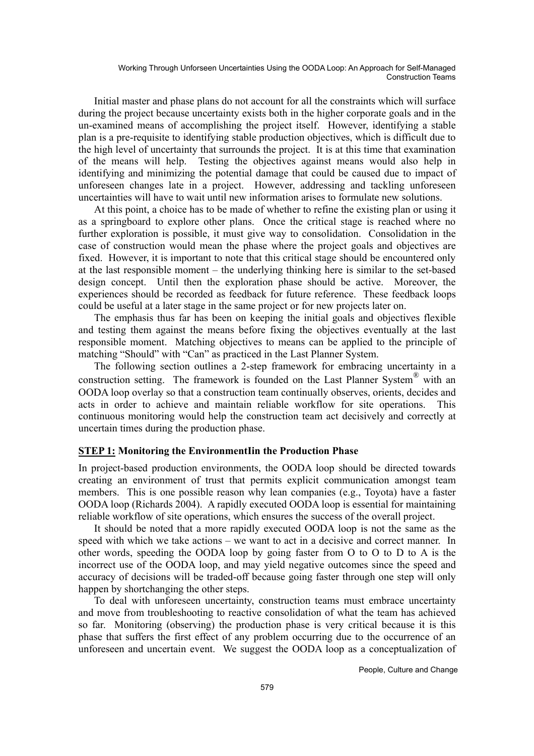Initial master and phase plans do not account for all the constraints which will surface during the project because uncertainty exists both in the higher corporate goals and in the un-examined means of accomplishing the project itself. However, identifying a stable plan is a pre-requisite to identifying stable production objectives, which is difficult due to the high level of uncertainty that surrounds the project. It is at this time that examination of the means will help. Testing the objectives against means would also help in identifying and minimizing the potential damage that could be caused due to impact of unforeseen changes late in a project. However, addressing and tackling unforeseen uncertainties will have to wait until new information arises to formulate new solutions.

At this point, a choice has to be made of whether to refine the existing plan or using it as a springboard to explore other plans. Once the critical stage is reached where no further exploration is possible, it must give way to consolidation. Consolidation in the case of construction would mean the phase where the project goals and objectives are fixed. However, it is important to note that this critical stage should be encountered only at the last responsible moment – the underlying thinking here is similar to the set-based design concept. Until then the exploration phase should be active. Moreover, the experiences should be recorded as feedback for future reference. These feedback loops could be useful at a later stage in the same project or for new projects later on.

The emphasis thus far has been on keeping the initial goals and objectives flexible and testing them against the means before fixing the objectives eventually at the last responsible moment. Matching objectives to means can be applied to the principle of matching "Should" with "Can" as practiced in the Last Planner System.

The following section outlines a 2-step framework for embracing uncertainty in a construction setting. The framework is founded on the Last Planner System® with an OODA loop overlay so that a construction team continually observes, orients, decides and acts in order to achieve and maintain reliable workflow for site operations. This continuous monitoring would help the construction team act decisively and correctly at uncertain times during the production phase.

## <u>STEP 1:</u> Monitoring the EnvironmentIin the Production Phase

In project-based production environments, the OODA loop should be directed towards creating an environment of trust that permits explicit communication amongst team members. This is one possible reason why lean companies (e.g., Toyota) have a faster OODA loop (Richards 2004). A rapidly executed OODA loop is essential for maintaining reliable workflow of site operations, which ensures the success of the overall project.

It should be noted that a more rapidly executed OODA loop is not the same as the speed with which we take actions – we want to act in a decisive and correct manner. In other words, speeding the OODA loop by going faster from O to O to D to A is the incorrect use of the OODA loop, and may yield negative outcomes since the speed and accuracy of decisions will be traded-off because going faster through one step will only happen by shortchanging the other steps.

To deal with unforeseen uncertainty, construction teams must embrace uncertainty and move from troubleshooting to reactive consolidation of what the team has achieved so far. Monitoring (observing) the production phase is very critical because it is this phase that suffers the first effect of any problem occurring due to the occurrence of an unforeseen and uncertain event. We suggest the OODA loop as a conceptualization of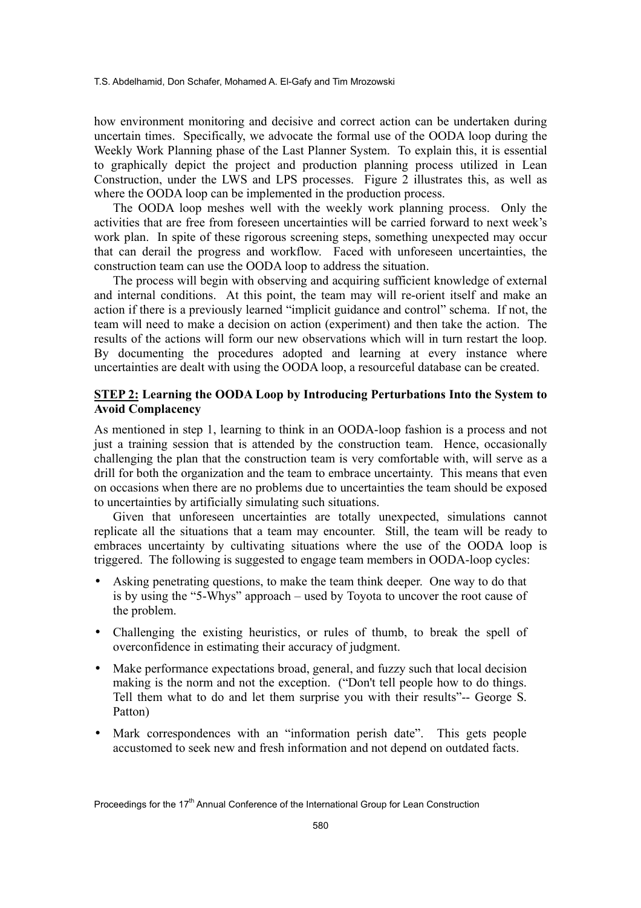how environment monitoring and decisive and correct action can be undertaken during uncertain times. Specifically, we advocate the formal use of the OODA loop during the Weekly Work Planning phase of the Last Planner System. To explain this, it is essential to graphically depict the project and production planning process utilized in Lean Construction, under the LWS and LPS processes. Figure 2 illustrates this, as well as where the OODA loop can be implemented in the production process.

The OODA loop meshes well with the weekly work planning process. Only the activities that are free from foreseen uncertainties will be carried forward to next week's work plan. In spite of these rigorous screening steps, something unexpected may occur that can derail the progress and workflow. Faced with unforeseen uncertainties, the construction team can use the OODA loop to address the situation.

The process will begin with observing and acquiring sufficient knowledge of external and internal conditions. At this point, the team may will re-orient itself and make an action if there is a previously learned "implicit guidance and control" schema. If not, the team will need to make a decision on action (experiment) and then take the action. The results of the actions will form our new observations which will in turn restart the loop. By documenting the procedures adopted and learning at every instance where uncertainties are dealt with using the OODA loop, a resourceful database can be created.

**STEP 2: Learning the OODA Loop by Introducing Perturbations Into the System to Avoid Complacency**

As mentioned in step 1, learning to think in an OODA-loop fashion is a process and not just a training session that is attended by the construction team. Hence, occasionally challenging the plan that the construction team is very comfortable with, will serve as a drill for both the organization and the team to embrace uncertainty. This means that even on occasions when there are no problems due to uncertainties the team should be exposed to uncertainties by artificially simulating such situations.

Given that unforeseen uncertainties are totally unexpected, simulations cannot replicate all the situations that a team may encounter. Still, the team will be ready to embraces uncertainty by cultivating situations where the use of the OODA loop is triggered. The following is suggested to engage team members in OODA-loop cycles:

- Asking penetrating questions, to make the team think deeper. One way to do that is by using the "5-Whys" approach – used by Toyota to uncover the root cause of the problem.
- Challenging the existing heuristics, or rules of thumb, to break the spell of overconfidence in estimating their accuracy of judgment.
- Make performance expectations broad, general, and fuzzy such that local decision making is the norm and not the exception. ("Don't tell people how to do things. Tell them what to do and let them surprise you with their results"-- George S. Patton)
- Mark correspondences with an "information perish date". This gets people accustomed to seek new and fresh information and not depend on outdated facts.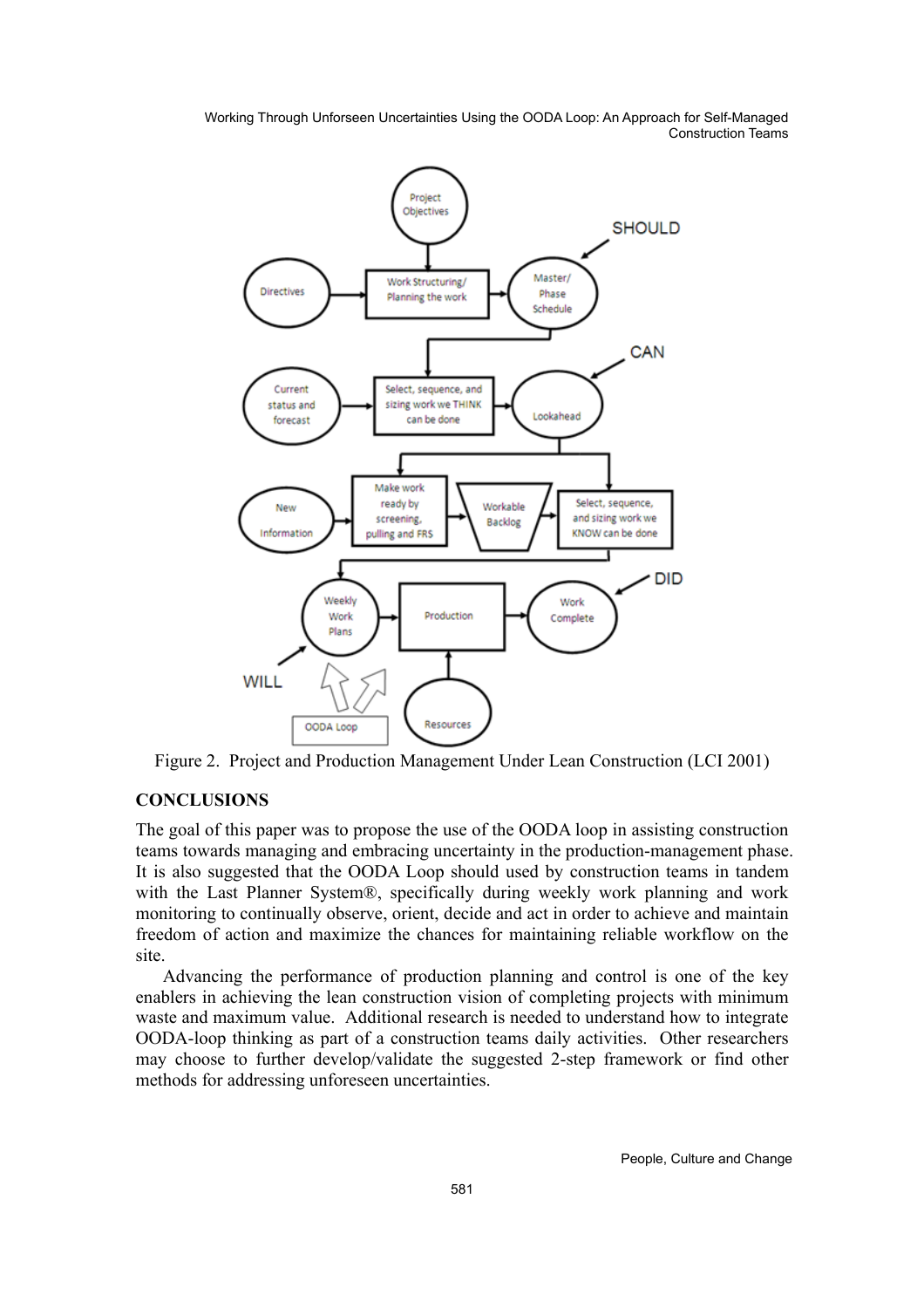Figure 2. Project and Production Management Under Lean Construction (LCI 2001)

## CONCLUSIONS

The goal of this paper was to propose the use of the OODA loop in assisting construction teams towards managing and embracing uncertainty in the production-management phase. It is also suggested that the OODA Loop should used by construction teams in tandem with the Last Planner System®, specifically during weekly work planning and work monitoring to continually observe, orient, decide and act in order to achieve and maintain freedom of action and maximize the chances for maintaining reliable workflow on the site.

Advancing the performance of production planning and control is one of the key enablers in achieving the lean construction vision of completing projects with minimum waste and maximum value. Additional research is needed to understand how to integrate OODA-loop thinking as part of a construction teams daily activities. Other researchers may choose to further develop/validate the suggested 2-step framework or find other methods for addressing unforeseen uncertainties.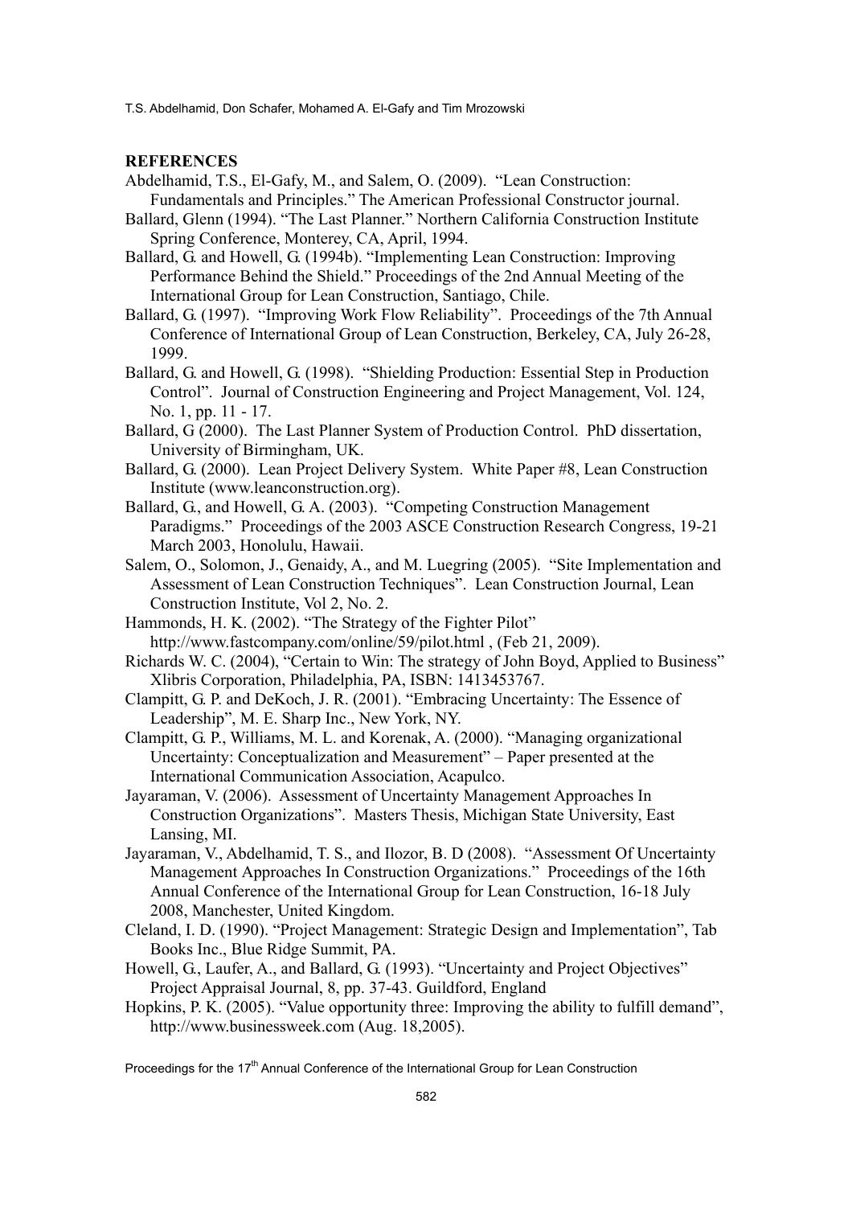## REFERENCES

Abdelhamid, T.S., El-Gafy, M., and Salem, O. (2009). "Lean Construction: Fundamentals and Principles." The American Professional Constructor journal.

Ballard, Glenn (1994). "The Last Planner." Northern California Construction Institute Spring Conference, Monterey, CA, April, 1994.

Ballard, G. and Howell, G. (1994b). "Implementing Lean Construction: Improving Performance Behind the Shield." Proceedings of the 2nd Annual Meeting of the International Group for Lean Construction, Santiago, Chile.

Ballard, G. (1997). "Improving Work Flow Reliability". Proceedings of the 7th Annual Conference of International Group of Lean Construction, Berkeley, CA, July 26-28, 1999.

Ballard, G. and Howell, G. (1998). "Shielding Production: Essential Step in Production Control". Journal of Construction Engineering and Project Management, Vol. 124, No. 1, pp. 11 - 17.

Ballard, G (2000). The Last Planner System of Production Control. PhD dissertation, University of Birmingham, UK.

Ballard, G. (2000). Lean Project Delivery System. White Paper #8, Lean Construction Institute (www.leanconstruction.org).

Ballard, G., and Howell, G. A. (2003). "Competing Construction Management Paradigms." Proceedings of the 2003 ASCE Construction Research Congress, 19-21 March 2003, Honolulu, Hawaii.

Salem, O., Solomon, J., Genaidy, A., and M. Luegring (2005). "Site Implementation and Assessment of Lean Construction Techniques". Lean Construction Journal, Lean Construction Institute, Vol 2, No. 2.

Hammonds, H. K. (2002). "The Strategy of the Fighter Pilot" http://www.fastcompany.com/online/59/pilot.html , (Feb 21, 2009).

Richards W. C. (2004), "Certain to Win: The strategy of John Boyd, Applied to Business" Xlibris Corporation, Philadelphia, PA, ISBN: 1413453767.

Clampitt, G. P. and DeKoch, J. R. (2001). "Embracing Uncertainty: The Essence of Leadership", M. E. Sharp Inc., New York, NY.

Clampitt, G. P., Williams, M. L. and Korenak, A. (2000). "Managing organizational Uncertainty: Conceptualization and Measurement" – Paper presented at the International Communication Association, Acapulco.

Jayaraman, V. (2006). Assessment of Uncertainty Management Approaches In Construction Organizations". Masters Thesis, Michigan State University, East Lansing, MI.

Jayaraman, V., Abdelhamid, T. S., and Ilozor, B. D (2008). "Assessment Of Uncertainty Management Approaches In Construction Organizations." Proceedings of the 16th Annual Conference of the International Group for Lean Construction, 16-18 July 2008, Manchester, United Kingdom.

Cleland, I. D. (1990). "Project Management: Strategic Design and Implementation", Tab Books Inc., Blue Ridge Summit, PA.

Howell, G., Laufer, A., and Ballard, G. (1993). "Uncertainty and Project Objectives" Project Appraisal Journal, 8, pp. 37-43. Guildford, England

Hopkins, P. K. (2005). "Value opportunity three: Improving the ability to fulfill demand", http://www.businessweek.com (Aug. 18,2005).